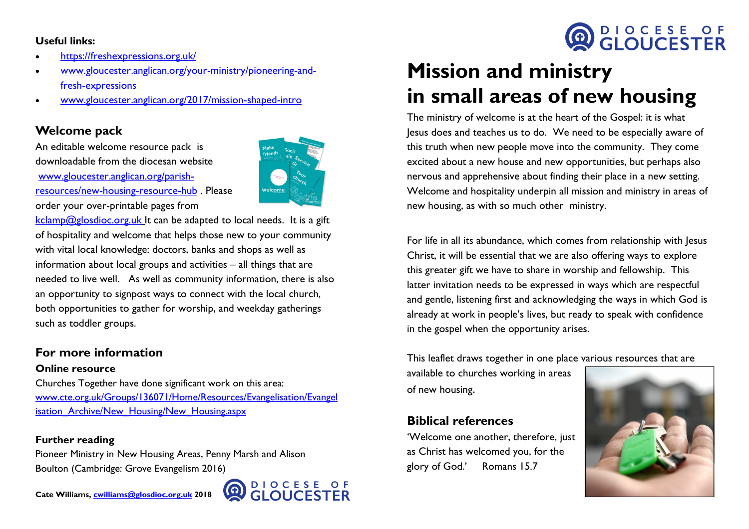**Useful links:**

- https://freshexpressions.org.uk/
- www.gloucester.anglican.org/your-ministry/pioneering-and-fresh-expressions
- www.gloucester.anglican.org/2017/mission-shaped-intro

## Welcome pack

An editable welcome resource pack is downloadable from the diocesan website www.gloucester.anglican.org/parish-resources/new-housing-resource-hub . Please order your over-printable pages from kclamp@glosdioc.org.uk It can be adapted to local needs. It is a gift of hospitality and welcome that helps those new to your community with vital local knowledge: doctors, banks and shops as well as information about local groups and activities – all things that are needed to live well. As well as community information, there is also an opportunity to signpost ways to connect with the local church, both opportunities to gather for worship, and weekday gatherings such as toddler groups.

## For more information

**Online resource**

Churches Together have done significant work on this area: www.cte.org.uk/Groups/136071/Home/Resources/Evangelisation/Evangelisation_Archive/New_Housing/New_Housing.aspx

**Further reading**

Pioneer Ministry in New Housing Areas, Penny Marsh and Alison Boulton (Cambridge: Grove Evangelism 2016)

**Cate Williams, cwilliams@glosdioc.org.uk 2018**

DIOCESE OF GLOUCESTER

# Mission and ministry in small areas of new housing

The ministry of welcome is at the heart of the Gospel: it is what Jesus does and teaches us to do. We need to be especially aware of this truth when new people move into the community. They come excited about a new house and new opportunities, but perhaps also nervous and apprehensive about finding their place in a new setting. Welcome and hospitality underpin all mission and ministry in areas of new housing, as with so much other ministry.

For life in all its abundance, which comes from relationship with Jesus Christ, it will be essential that we are also offering ways to explore this greater gift we have to share in worship and fellowship. This latter invitation needs to be expressed in ways which are respectful and gentle, listening first and acknowledging the ways in which God is already at work in people's lives, but ready to speak with confidence in the gospel when the opportunity arises.

This leaflet draws together in one place various resources that are available to churches working in areas of new housing.

## Biblical references

'Welcome one another, therefore, just as Christ has welcomed you, for the glory of God.' Romans 15.7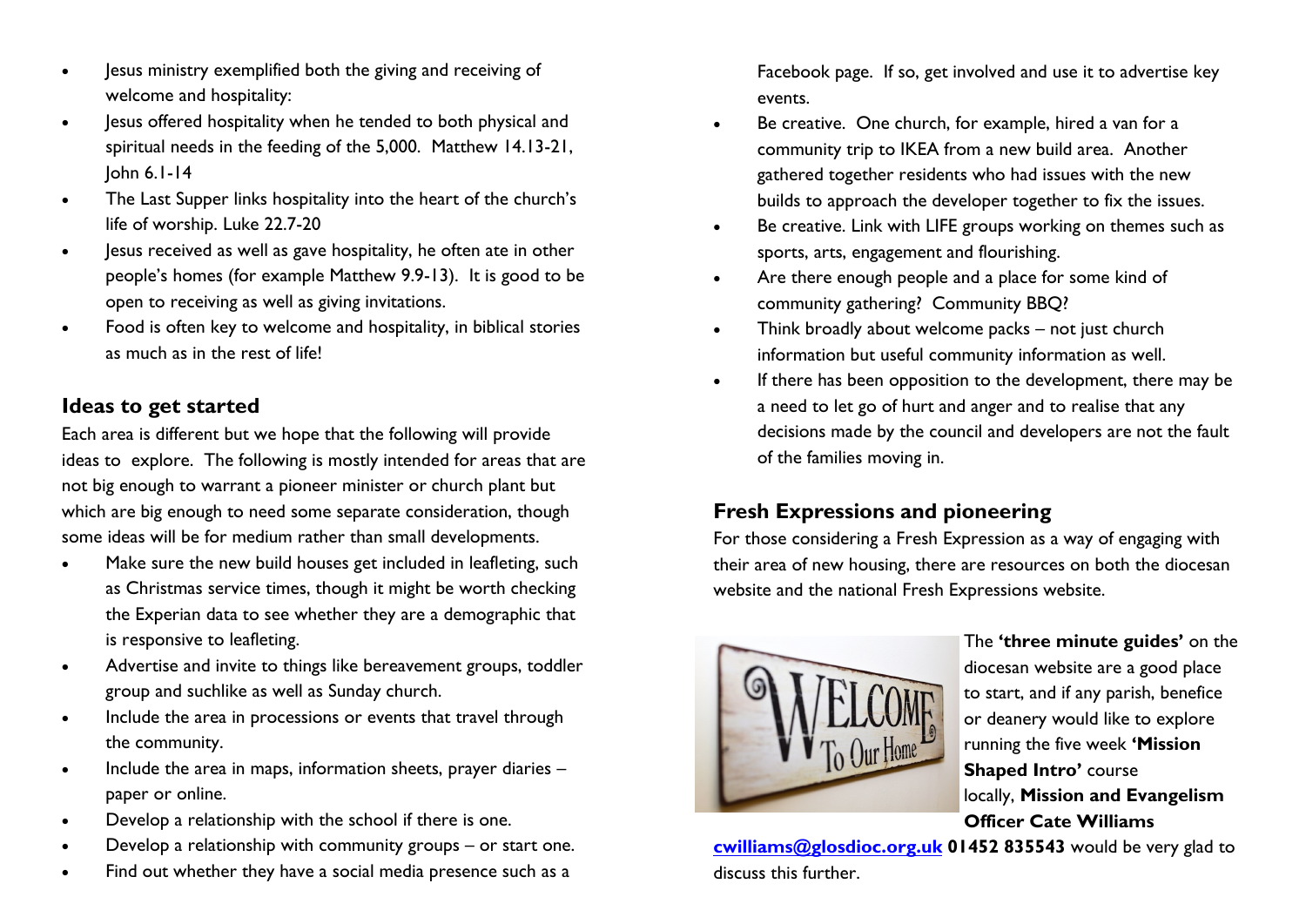- Jesus ministry exemplified both the giving and receiving of welcome and hospitality:
- Jesus offered hospitality when he tended to both physical and spiritual needs in the feeding of the 5,000. Matthew 14.13-21, John 6.1-14
- The Last Supper links hospitality into the heart of the church's life of worship. Luke 22.7-20
- Jesus received as well as gave hospitality, he often ate in other people's homes (for example Matthew 9.9-13). It is good to be open to receiving as well as giving invitations.
- Food is often key to welcome and hospitality, in biblical stories as much as in the rest of life!

## Ideas to get started

Each area is different but we hope that the following will provide ideas to explore. The following is mostly intended for areas that are not big enough to warrant a pioneer minister or church plant but which are big enough to need some separate consideration, though some ideas will be for medium rather than small developments.

- Make sure the new build houses get included in leafleting, such as Christmas service times, though it might be worth checking the Experian data to see whether they are a demographic that is responsive to leafleting.
- Advertise and invite to things like bereavement groups, toddler group and suchlike as well as Sunday church.
- Include the area in processions or events that travel through the community.
- Include the area in maps, information sheets, prayer diaries – paper or online.
- Develop a relationship with the school if there is one.
- Develop a relationship with community groups – or start one.
- Find out whether they have a social media presence such as a Facebook page. If so, get involved and use it to advertise key events.
- Be creative. One church, for example, hired a van for a community trip to IKEA from a new build area. Another gathered together residents who had issues with the new builds to approach the developer together to fix the issues.
- Be creative. Link with LIFE groups working on themes such as sports, arts, engagement and flourishing.
- Are there enough people and a place for some kind of community gathering? Community BBQ?
- Think broadly about welcome packs – not just church information but useful community information as well.
- If there has been opposition to the development, there may be a need to let go of hurt and anger and to realise that any decisions made by the council and developers are not the fault of the families moving in.

## Fresh Expressions and pioneering

For those considering a Fresh Expression as a way of engaging with their area of new housing, there are resources on both the diocesan website and the national Fresh Expressions website.

The **'three minute guides'** on the diocesan website are a good place to start, and if any parish, benefice or deanery would like to explore running the five week **'Mission Shaped Intro'** course locally, **Mission and Evangelism Officer Cate Williams** **cwilliams@glosdioc.org.uk** **01452 835543** would be very glad to discuss this further.